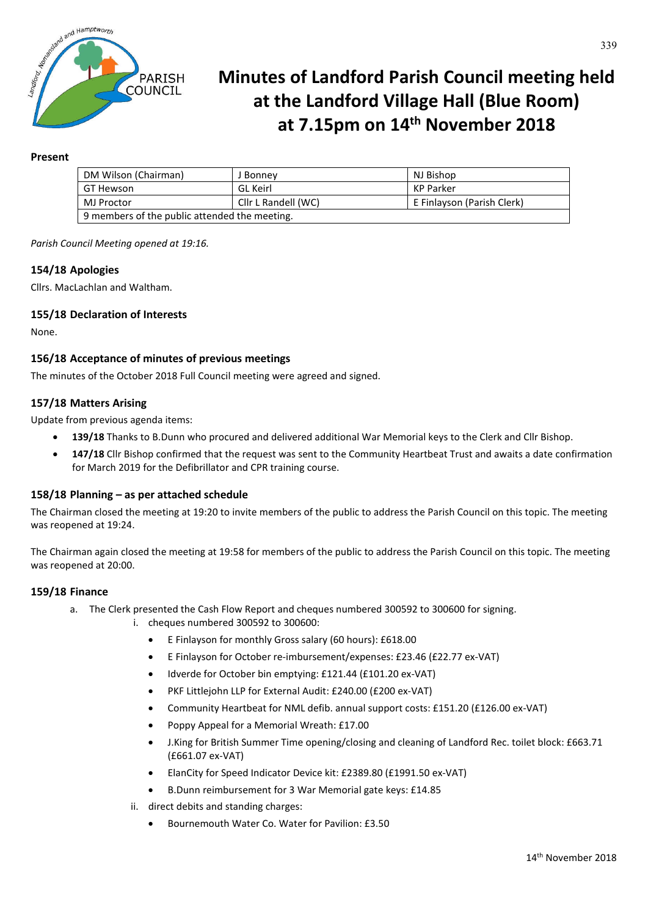# Minutes of Landford Parish Council meeting held at the Landford Village Hall (Blue Room) at 7.15pm on 14th November 2018

**Present**

| DM Wilson (Chairman) | J Bonney | NJ Bishop |
|---|---|---|
| GT Hewson | GL Keirl | KP Parker |
| MJ Proctor | Cllr L Randell (WC) | E Finlayson (Parish Clerk) |
| 9 members of the public attended the meeting. | | |

*Parish Council Meeting opened at 19:16.*

### 154/18 Apologies

Cllrs. MacLachlan and Waltham.

### 155/18 Declaration of Interests

None.

### 156/18 Acceptance of minutes of previous meetings

The minutes of the October 2018 Full Council meeting were agreed and signed.

### 157/18 Matters Arising

Update from previous agenda items:

- **139/18** Thanks to B.Dunn who procured and delivered additional War Memorial keys to the Clerk and Cllr Bishop.
- **147/18** Cllr Bishop confirmed that the request was sent to the Community Heartbeat Trust and awaits a date confirmation for March 2019 for the Defibrillator and CPR training course.

### 158/18 Planning – as per attached schedule

The Chairman closed the meeting at 19:20 to invite members of the public to address the Parish Council on this topic. The meeting was reopened at 19:24.

The Chairman again closed the meeting at 19:58 for members of the public to address the Parish Council on this topic. The meeting was reopened at 20:00.

### 159/18 Finance

a. The Clerk presented the Cash Flow Report and cheques numbered 300592 to 300600 for signing.
   i. cheques numbered 300592 to 300600:
      - E Finlayson for monthly Gross salary (60 hours): £618.00
      - E Finlayson for October re-imbursement/expenses: £23.46 (£22.77 ex-VAT)
      - Idverde for October bin emptying: £121.44 (£101.20 ex-VAT)
      - PKF Littlejohn LLP for External Audit: £240.00 (£200 ex-VAT)
      - Community Heartbeat for NML defib. annual support costs: £151.20 (£126.00 ex-VAT)
      - Poppy Appeal for a Memorial Wreath: £17.00
      - J.King for British Summer Time opening/closing and cleaning of Landford Rec. toilet block: £663.71 (£661.07 ex-VAT)
      - ElanCity for Speed Indicator Device kit: £2389.80 (£1991.50 ex-VAT)
      - B.Dunn reimbursement for 3 War Memorial gate keys: £14.85

   ii. direct debits and standing charges:
      - Bournemouth Water Co. Water for Pavilion: £3.50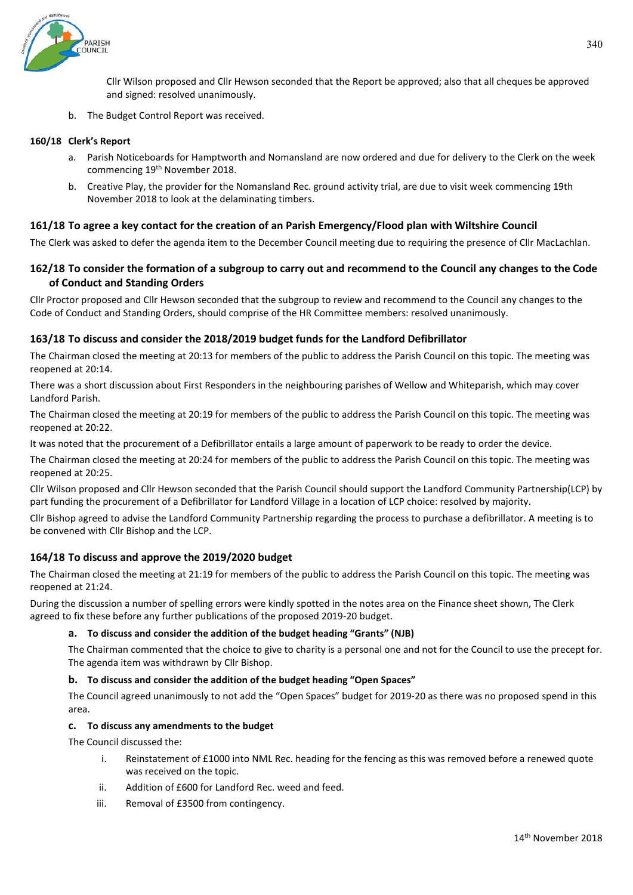Cllr Wilson proposed and Cllr Hewson seconded that the Report be approved; also that all cheques be approved and signed: resolved unanimously.

b. The Budget Control Report was received.

### 160/18 Clerk's Report

a. Parish Noticeboards for Hamptworth and Nomansland are now ordered and due for delivery to the Clerk on the week commencing 19th November 2018.

b. Creative Play, the provider for the Nomansland Rec. ground activity trial, are due to visit week commencing 19th November 2018 to look at the delaminating timbers.

### 161/18 To agree a key contact for the creation of an Parish Emergency/Flood plan with Wiltshire Council

The Clerk was asked to defer the agenda item to the December Council meeting due to requiring the presence of Cllr MacLachlan.

### 162/18 To consider the formation of a subgroup to carry out and recommend to the Council any changes to the Code of Conduct and Standing Orders

Cllr Proctor proposed and Cllr Hewson seconded that the subgroup to review and recommend to the Council any changes to the Code of Conduct and Standing Orders, should comprise of the HR Committee members: resolved unanimously.

### 163/18 To discuss and consider the 2018/2019 budget funds for the Landford Defibrillator

The Chairman closed the meeting at 20:13 for members of the public to address the Parish Council on this topic. The meeting was reopened at 20:14.

There was a short discussion about First Responders in the neighbouring parishes of Wellow and Whiteparish, which may cover Landford Parish.

The Chairman closed the meeting at 20:19 for members of the public to address the Parish Council on this topic. The meeting was reopened at 20:22.

It was noted that the procurement of a Defibrillator entails a large amount of paperwork to be ready to order the device.

The Chairman closed the meeting at 20:24 for members of the public to address the Parish Council on this topic. The meeting was reopened at 20:25.

Cllr Wilson proposed and Cllr Hewson seconded that the Parish Council should support the Landford Community Partnership(LCP) by part funding the procurement of a Defibrillator for Landford Village in a location of LCP choice: resolved by majority.

Cllr Bishop agreed to advise the Landford Community Partnership regarding the process to purchase a defibrillator. A meeting is to be convened with Cllr Bishop and the LCP.

### 164/18 To discuss and approve the 2019/2020 budget

The Chairman closed the meeting at 21:19 for members of the public to address the Parish Council on this topic. The meeting was reopened at 21:24.

During the discussion a number of spelling errors were kindly spotted in the notes area on the Finance sheet shown, The Clerk agreed to fix these before any further publications of the proposed 2019-20 budget.

**a. To discuss and consider the addition of the budget heading "Grants" (NJB)**

The Chairman commented that the choice to give to charity is a personal one and not for the Council to use the precept for. The agenda item was withdrawn by Cllr Bishop.

**b. To discuss and consider the addition of the budget heading "Open Spaces"**

The Council agreed unanimously to not add the "Open Spaces" budget for 2019-20 as there was no proposed spend in this area.

**c. To discuss any amendments to the budget**

The Council discussed the:

i. Reinstatement of £1000 into NML Rec. heading for the fencing as this was removed before a renewed quote was received on the topic.

ii. Addition of £600 for Landford Rec. weed and feed.

iii. Removal of £3500 from contingency.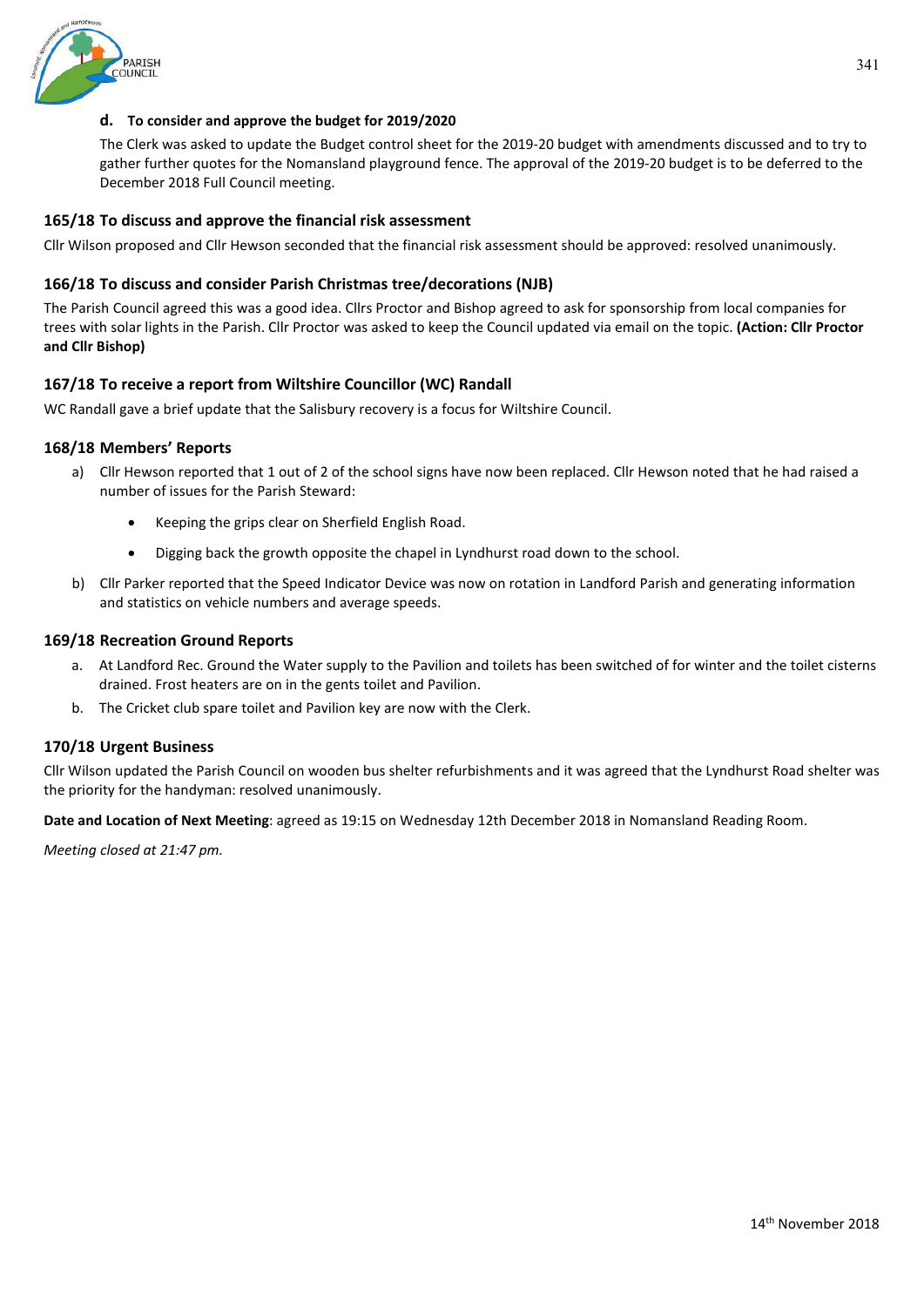**d. To consider and approve the budget for 2019/2020**

The Clerk was asked to update the Budget control sheet for the 2019-20 budget with amendments discussed and to try to gather further quotes for the Nomansland playground fence. The approval of the 2019-20 budget is to be deferred to the December 2018 Full Council meeting.

### 165/18 To discuss and approve the financial risk assessment

Cllr Wilson proposed and Cllr Hewson seconded that the financial risk assessment should be approved: resolved unanimously.

### 166/18 To discuss and consider Parish Christmas tree/decorations (NJB)

The Parish Council agreed this was a good idea. Cllrs Proctor and Bishop agreed to ask for sponsorship from local companies for trees with solar lights in the Parish. Cllr Proctor was asked to keep the Council updated via email on the topic. **(Action: Cllr Proctor and Cllr Bishop)**

### 167/18 To receive a report from Wiltshire Councillor (WC) Randall

WC Randall gave a brief update that the Salisbury recovery is a focus for Wiltshire Council.

### 168/18 Members' Reports

a) Cllr Hewson reported that 1 out of 2 of the school signs have now been replaced. Cllr Hewson noted that he had raised a number of issues for the Parish Steward:

- Keeping the grips clear on Sherfield English Road.
- Digging back the growth opposite the chapel in Lyndhurst road down to the school.

b) Cllr Parker reported that the Speed Indicator Device was now on rotation in Landford Parish and generating information and statistics on vehicle numbers and average speeds.

### 169/18 Recreation Ground Reports

a. At Landford Rec. Ground the Water supply to the Pavilion and toilets has been switched of for winter and the toilet cisterns drained. Frost heaters are on in the gents toilet and Pavilion.

b. The Cricket club spare toilet and Pavilion key are now with the Clerk.

### 170/18 Urgent Business

Cllr Wilson updated the Parish Council on wooden bus shelter refurbishments and it was agreed that the Lyndhurst Road shelter was the priority for the handyman: resolved unanimously.

**Date and Location of Next Meeting**: agreed as 19:15 on Wednesday 12th December 2018 in Nomansland Reading Room.

*Meeting closed at 21:47 pm.*